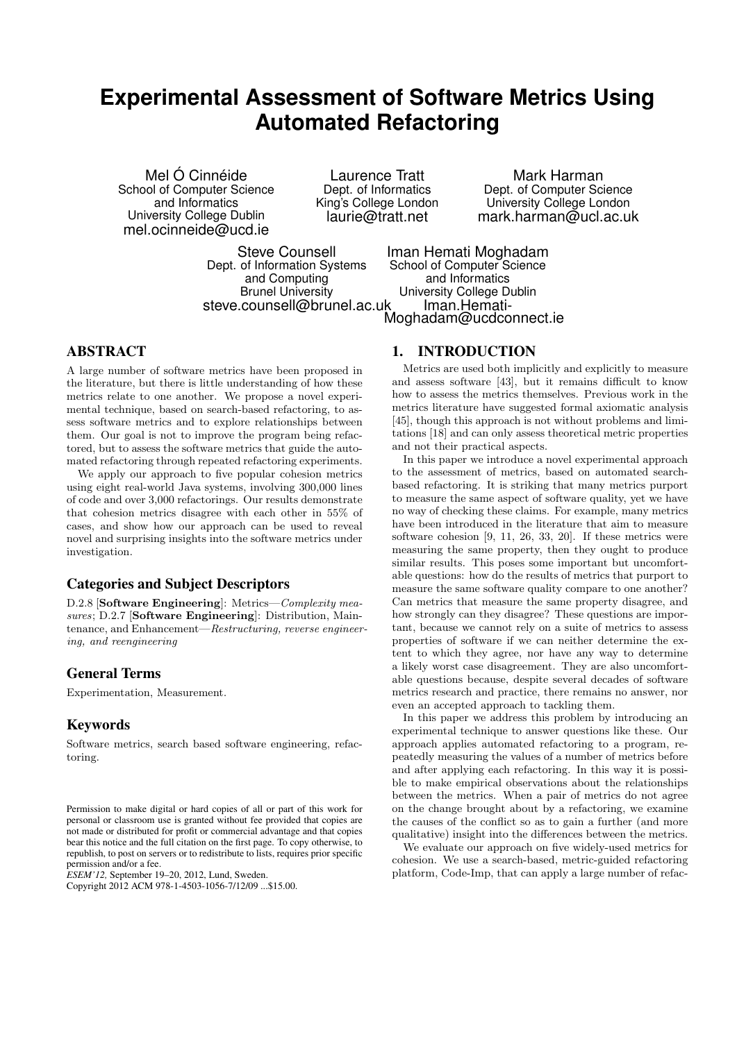# Experimental Assessment of Software Metrics Using Automated Refactoring

Mel Ó Cinnéide
School of Computer Science and Informatics
University College Dublin
mel.ocinneide@ucd.ie

Laurence Tratt
Dept. of Informatics
King's College London
laurie@tratt.net

Mark Harman
Dept. of Computer Science
University College London
mark.harman@ucl.ac.uk

Steve Counsell
Dept. of Information Systems and Computing
Brunel University
steve.counsell@brunel.ac.uk

Iman Hemati Moghadam
School of Computer Science and Informatics
University College Dublin
Iman.Hemati-Moghadam@ucdconnect.ie

## ABSTRACT

A large number of software metrics have been proposed in the literature, but there is little understanding of how these metrics relate to one another. We propose a novel experimental technique, based on search-based refactoring, to assess software metrics and to explore relationships between them. Our goal is not to improve the program being refactored, but to assess the software metrics that guide the automated refactoring through repeated refactoring experiments.

We apply our approach to five popular cohesion metrics using eight real-world Java systems, involving 300,000 lines of code and over 3,000 refactorings. Our results demonstrate that cohesion metrics disagree with each other in 55% of cases, and show how our approach can be used to reveal novel and surprising insights into the software metrics under investigation.

### Categories and Subject Descriptors

D.2.8 [**Software Engineering**]: Metrics—*Complexity measures*; D.2.7 [**Software Engineering**]: Distribution, Maintenance, and Enhancement—*Restructuring, reverse engineering, and reengineering*

### General Terms

Experimentation, Measurement.

### Keywords

Software metrics, search based software engineering, refactoring.

Permission to make digital or hard copies of all or part of this work for personal or classroom use is granted without fee provided that copies are not made or distributed for profit or commercial advantage and that copies bear this notice and the full citation on the first page. To copy otherwise, to republish, to post on servers or to redistribute to lists, requires prior specific permission and/or a fee.
*ESEM'12,* September 19–20, 2012, Lund, Sweden.
Copyright 2012 ACM 978-1-4503-1056-7/12/09 ...$15.00.

## 1. INTRODUCTION

Metrics are used both implicitly and explicitly to measure and assess software [43], but it remains difficult to know how to assess the metrics themselves. Previous work in the metrics literature have suggested formal axiomatic analysis [45], though this approach is not without problems and limitations [18] and can only assess theoretical metric properties and not their practical aspects.

In this paper we introduce a novel experimental approach to the assessment of metrics, based on automated search-based refactoring. It is striking that many metrics purport to measure the same aspect of software quality, yet we have no way of checking these claims. For example, many metrics have been introduced in the literature that aim to measure software cohesion [9, 11, 26, 33, 20]. If these metrics were measuring the same property, then they ought to produce similar results. This poses some important but uncomfortable questions: how do the results of metrics that purport to measure the same software quality compare to one another? Can metrics that measure the same property disagree, and how strongly can they disagree? These questions are important, because we cannot rely on a suite of metrics to assess properties of software if we can neither determine the extent to which they agree, nor have any way to determine a likely worst case disagreement. They are also uncomfortable questions because, despite several decades of software metrics research and practice, there remains no answer, nor even an accepted approach to tackling them.

In this paper we address this problem by introducing an experimental technique to answer questions like these. Our approach applies automated refactoring to a program, repeatedly measuring the values of a number of metrics before and after applying each refactoring. In this way it is possible to make empirical observations about the relationships between the metrics. When a pair of metrics do not agree on the change brought about by a refactoring, we examine the causes of the conflict so as to gain a further (and more qualitative) insight into the differences between the metrics.

We evaluate our approach on five widely-used metrics for cohesion. We use a search-based, metric-guided refactoring platform, Code-Imp, that can apply a large number of refac-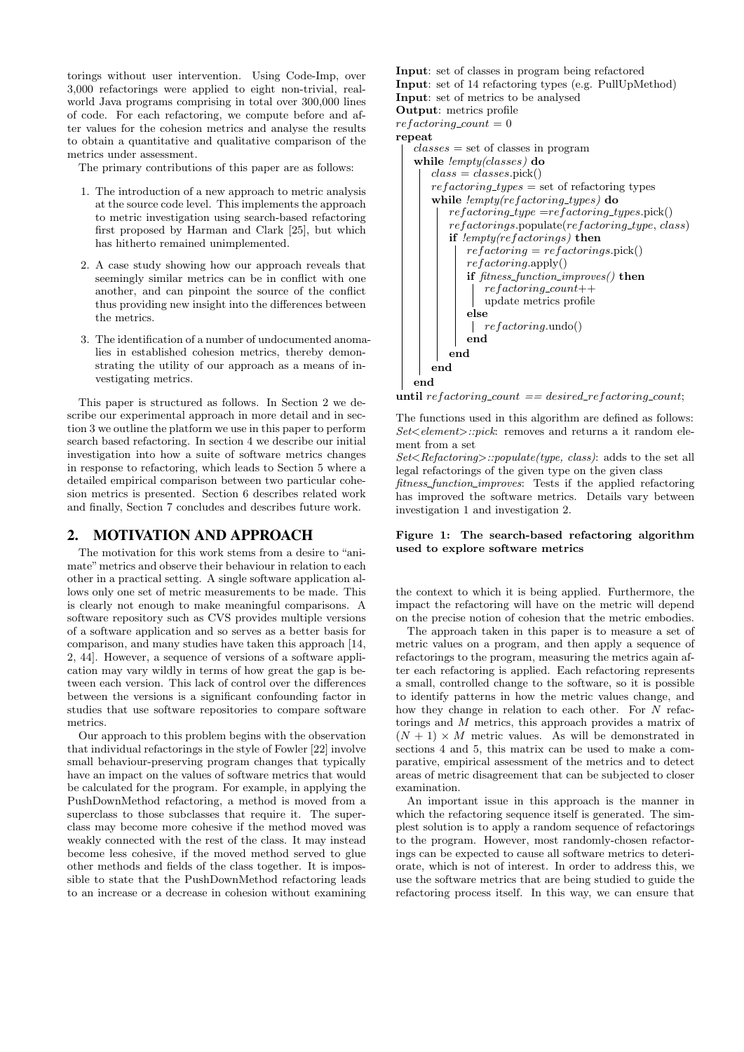torings without user intervention. Using Code-Imp, over 3,000 refactorings were applied to eight non-trivial, real-world Java programs comprising in total over 300,000 lines of code. For each refactoring, we compute before and after values for the cohesion metrics and analyse the results to obtain a quantitative and qualitative comparison of the metrics under assessment.

The primary contributions of this paper are as follows:

1. The introduction of a new approach to metric analysis at the source code level. This implements the approach to metric investigation using search-based refactoring first proposed by Harman and Clark [25], but which has hitherto remained unimplemented.
2. A case study showing how our approach reveals that seemingly similar metrics can be in conflict with one another, and can pinpoint the source of the conflict thus providing new insight into the differences between the metrics.
3. The identification of a number of undocumented anomalies in established cohesion metrics, thereby demonstrating the utility of our approach as a means of investigating metrics.

This paper is structured as follows. In Section 2 we describe our experimental approach in more detail and in section 3 we outline the platform we use in this paper to perform search based refactoring. In section 4 we describe our initial investigation into how a suite of software metrics changes in response to refactoring, which leads to Section 5 where a detailed empirical comparison between two particular cohesion metrics is presented. Section 6 describes related work and finally, Section 7 concludes and describes future work.

## 2. MOTIVATION AND APPROACH

The motivation for this work stems from a desire to "animate" metrics and observe their behaviour in relation to each other in a practical setting. A single software application allows only one set of metric measurements to be made. This is clearly not enough to make meaningful comparisons. A software repository such as CVS provides multiple versions of a software application and so serves as a better basis for comparison, and many studies have taken this approach [14, 2, 44]. However, a sequence of versions of a software application may vary wildly in terms of how great the gap is between each version. This lack of control over the differences between the versions is a significant confounding factor in studies that use software repositories to compare software metrics.

Our approach to this problem begins with the observation that individual refactorings in the style of Fowler [22] involve small behaviour-preserving program changes that typically have an impact on the values of software metrics that would be calculated for the program. For example, in applying the PushDownMethod refactoring, a method is moved from a superclass to those subclasses that require it. The superclass may become more cohesive if the method moved was weakly connected with the rest of the class. It may instead become less cohesive, if the moved method served to glue other methods and fields of the class together. It is impossible to state that the PushDownMethod refactoring leads to an increase or a decrease in cohesion without examining the context to which it is being applied. Furthermore, the impact the refactoring will have on the metric will depend on the precise notion of cohesion that the metric embodies.

The approach taken in this paper is to measure a set of metric values on a program, and then apply a sequence of refactorings to the program, measuring the metrics again after each refactoring is applied. Each refactoring represents a small, controlled change to the software, so it is possible to identify patterns in how the metric values change, and how they change in relation to each other. For $N$ refactorings and $M$ metrics, this approach provides a matrix of $(N + 1) \times M$ metric values. As will be demonstrated in sections 4 and 5, this matrix can be used to make a comparative, empirical assessment of the metrics and to detect areas of metric disagreement that can be subjected to closer examination.

An important issue in this approach is the manner in which the refactoring sequence itself is generated. The simplest solution is to apply a random sequence of refactorings to the program. However, most randomly-chosen refactorings can be expected to cause all software metrics to deteriorate, which is not of interest. In order to address this, we use the software metrics that are being studied to guide the refactoring process itself. In this way, we can ensure that

```
Input: set of classes in program being refactored
Input: set of 14 refactoring types (e.g. PullUpMethod)
Input: set of metrics to be analysed
Output: metrics profile
refactoring_count = 0
repeat
    classes = set of classes in program
    while !empty(classes) do
        class = classes.pick()
        refactoring_types = set of refactoring types
        while !empty(refactoring_types) do
            refactoring_type = refactoring_types.pick()
            refactorings.populate(refactoring_type, class)
            if !empty(refactorings) then
                refactoring = refactorings.pick()
                refactoring.apply()
                if fitness_function_improves() then
                    refactoring_count++
                    update metrics profile
                else
                    refactoring.undo()
                end
            end
        end
    end
until refactoring_count == desired_refactoring_count;
```

The functions used in this algorithm are defined as follows:
*Set<element>::pick*: removes and returns a it random element from a set
*Set<Refactoring>::populate(type, class)*: adds to the set all legal refactorings of the given type on the given class
*fitness_function_improves*: Tests if the applied refactoring has improved the software metrics. Details vary between investigation 1 and investigation 2.

**Figure 1: The search-based refactoring algorithm used to explore software metrics**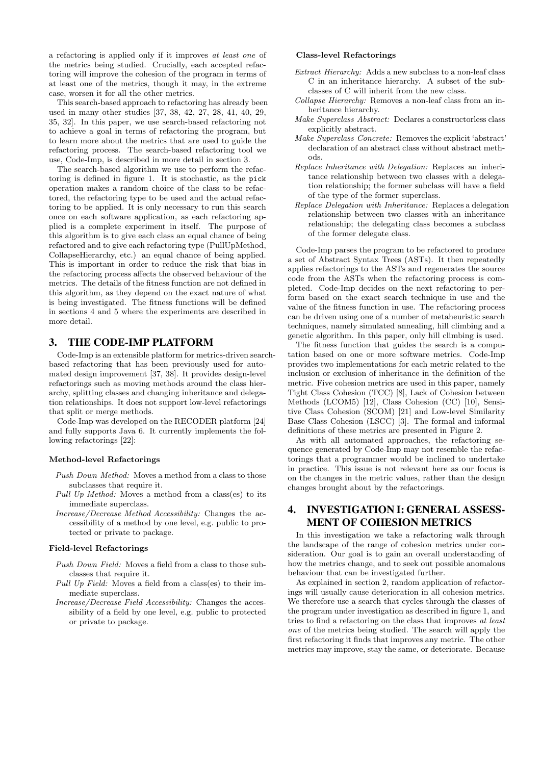a refactoring is applied only if it improves *at least one* of the metrics being studied. Crucially, each accepted refactoring will improve the cohesion of the program in terms of at least one of the metrics, though it may, in the extreme case, worsen it for all the other metrics.

This search-based approach to refactoring has already been used in many other studies [37, 38, 42, 27, 28, 41, 40, 29, 35, 32]. In this paper, we use search-based refactoring not to achieve a goal in terms of refactoring the program, but to learn more about the metrics that are used to guide the refactoring process. The search-based refactoring tool we use, Code-Imp, is described in more detail in section 3.

The search-based algorithm we use to perform the refactoring is defined in figure 1. It is stochastic, as the `pick` operation makes a random choice of the class to be refactored, the refactoring type to be used and the actual refactoring to be applied. It is only necessary to run this search once on each software application, as each refactoring applied is a complete experiment in itself. The purpose of this algorithm is to give each class an equal chance of being refactored and to give each refactoring type (PullUpMethod, CollapseHierarchy, etc.) an equal chance of being applied. This is important in order to reduce the risk that bias in the refactoring process affects the observed behaviour of the metrics. The details of the fitness function are not defined in this algorithm, as they depend on the exact nature of what is being investigated. The fitness functions will be defined in sections 4 and 5 where the experiments are described in more detail.

## 3. THE CODE-IMP PLATFORM

Code-Imp is an extensible platform for metrics-driven search-based refactoring that has been previously used for automated design improvement [37, 38]. It provides design-level refactorings such as moving methods around the class hierarchy, splitting classes and changing inheritance and delegation relationships. It does not support low-level refactorings that split or merge methods.

Code-Imp was developed on the RECODER platform [24] and fully supports Java 6. It currently implements the following refactorings [22]:

#### Method-level Refactorings

- *Push Down Method:* Moves a method from a class to those subclasses that require it.
- *Pull Up Method:* Moves a method from a class(es) to its immediate superclass.
- *Increase/Decrease Method Accessibility:* Changes the accessibility of a method by one level, e.g. public to protected or private to package.

#### Field-level Refactorings

- *Push Down Field:* Moves a field from a class to those subclasses that require it.
- *Pull Up Field:* Moves a field from a class(es) to their immediate superclass.
- *Increase/Decrease Field Accessibility:* Changes the accessibility of a field by one level, e.g. public to protected or private to package.

#### Class-level Refactorings

- *Extract Hierarchy:* Adds a new subclass to a non-leaf class C in an inheritance hierarchy. A subset of the subclasses of C will inherit from the new class.
- *Collapse Hierarchy:* Removes a non-leaf class from an inheritance hierarchy.
- *Make Superclass Abstract:* Declares a constructorless class explicitly abstract.
- *Make Superclass Concrete:* Removes the explicit 'abstract' declaration of an abstract class without abstract methods.
- *Replace Inheritance with Delegation:* Replaces an inheritance relationship between two classes with a delegation relationship; the former subclass will have a field of the type of the former superclass.
- *Replace Delegation with Inheritance:* Replaces a delegation relationship between two classes with an inheritance relationship; the delegating class becomes a subclass of the former delegate class.

Code-Imp parses the program to be refactored to produce a set of Abstract Syntax Trees (ASTs). It then repeatedly applies refactorings to the ASTs and regenerates the source code from the ASTs when the refactoring process is completed. Code-Imp decides on the next refactoring to perform based on the exact search technique in use and the value of the fitness function in use. The refactoring process can be driven using one of a number of metaheuristic search techniques, namely simulated annealing, hill climbing and a genetic algorithm. In this paper, only hill climbing is used.

The fitness function that guides the search is a computation based on one or more software metrics. Code-Imp provides two implementations for each metric related to the inclusion or exclusion of inheritance in the definition of the metric. Five cohesion metrics are used in this paper, namely Tight Class Cohesion (TCC) [8], Lack of Cohesion between Methods (LCOM5) [12], Class Cohesion (CC) [10], Sensitive Class Cohesion (SCOM) [21] and Low-level Similarity Base Class Cohesion (LSCC) [3]. The formal and informal definitions of these metrics are presented in Figure 2.

As with all automated approaches, the refactoring sequence generated by Code-Imp may not resemble the refactorings that a programmer would be inclined to undertake in practice. This issue is not relevant here as our focus is on the changes in the metric values, rather than the design changes brought about by the refactorings.

## 4. INVESTIGATION I: GENERAL ASSESSMENT OF COHESION METRICS

In this investigation we take a refactoring walk through the landscape of the range of cohesion metrics under consideration. Our goal is to gain an overall understanding of how the metrics change, and to seek out possible anomalous behaviour that can be investigated further.

As explained in section 2, random application of refactorings will usually cause deterioration in all cohesion metrics. We therefore use a search that cycles through the classes of the program under investigation as described in figure 1, and tries to find a refactoring on the class that improves *at least one* of the metrics being studied. The search will apply the first refactoring it finds that improves any metric. The other metrics may improve, stay the same, or deteriorate. Because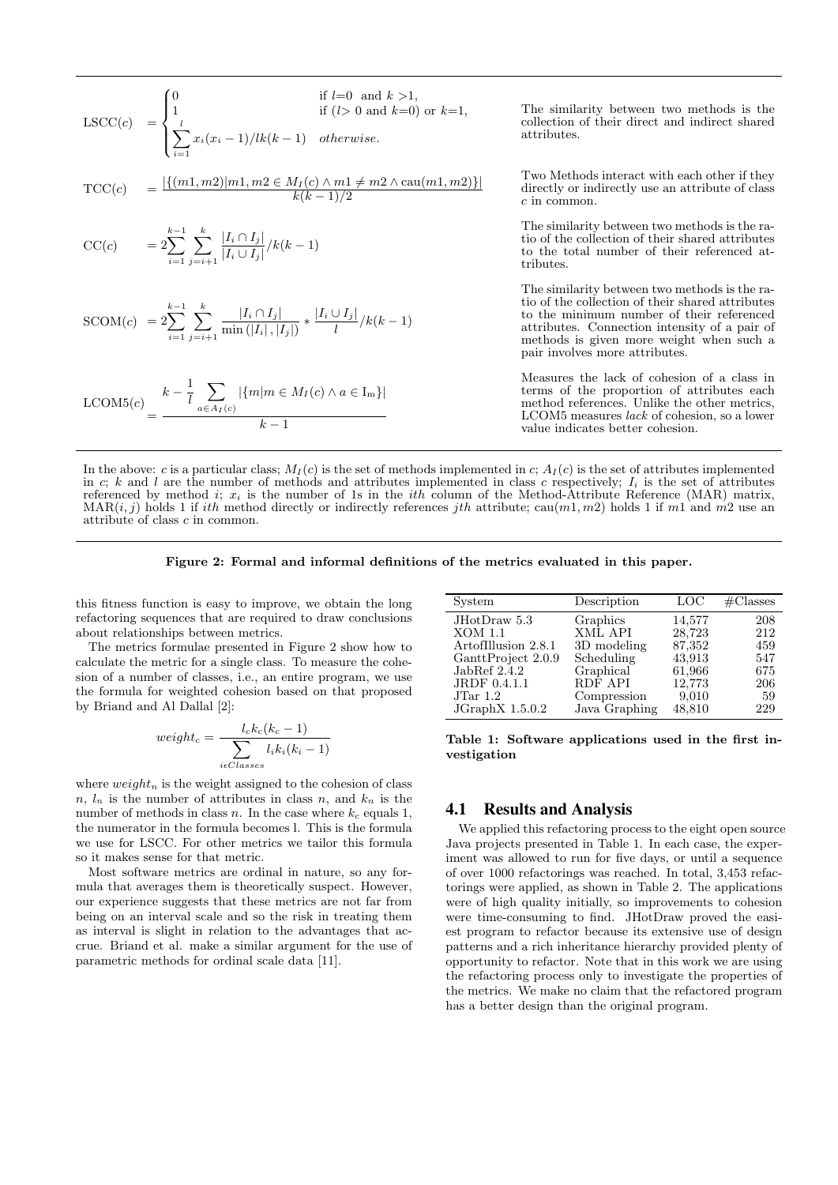| Metric | Formula | Description |
|---|---|---|
| LSCC($c$) | $= \begin{cases} 0 & \text{if } l{=}0 \text{ and } k>1, \\ 1 & \text{if } (l>0 \text{ and } k{=}0) \text{ or } k{=}1, \\ \sum_{i=1}^{l} x_i(x_i-1)/lk(k-1) & \textit{otherwise.} \end{cases}$ | The similarity between two methods is the collection of their direct and indirect shared attributes. |
| TCC($c$) | $= \dfrac{\lvert\{(m1,m2) \mid m1,m2 \in M_I(c) \wedge m1 \neq m2 \wedge \text{cau}(m1,m2)\}\rvert}{k(k-1)/2}$ | Two Methods interact with each other if they directly or indirectly use an attribute of class $c$ in common. |
| CC($c$) | $= 2\sum_{i=1}^{k-1}\sum_{j=i+1}^{k} \dfrac{\lvert I_i \cap I_j\rvert}{\lvert I_i \cup I_j\rvert} / k(k-1)$ | The similarity between two methods is the ratio of the collection of their shared attributes to the total number of their referenced attributes. |
| SCOM($c$) | $= 2\sum_{i=1}^{k-1}\sum_{j=i+1}^{k} \dfrac{\lvert I_i \cap I_j\rvert}{\min(\lvert I_i\rvert, \lvert I_j\rvert)} * \dfrac{\lvert I_i \cup I_j\rvert}{l} / k(k-1)$ | The similarity between two methods is the ratio of the collection of their shared attributes to the minimum number of their referenced attributes. Connection intensity of a pair of methods is given more weight when such a pair involves more attributes. |
| LCOM5($c$) | $= \dfrac{k - \frac{1}{l}\sum_{a \in A_I(c)} \lvert\{m \mid m \in M_I(c) \wedge a \in \text{I}_\text{m}\}\rvert}{k-1}$ | Measures the lack of cohesion of a class in terms of the proportion of attributes each method references. Unlike the other metrics, LCOM5 measures *lack* of cohesion, so a lower value indicates better cohesion. |

In the above: $c$ is a particular class; $M_I(c)$ is the set of methods implemented in $c$; $A_I(c)$ is the set of attributes implemented in $c$; $k$ and $l$ are the number of methods and attributes implemented in class $c$ respectively; $I_i$ is the set of attributes referenced by method $i$; $x_i$ is the number of 1s in the $ith$ column of the Method-Attribute Reference (MAR) matrix, MAR$(i,j)$ holds 1 if $ith$ method directly or indirectly references $jth$ attribute; cau$(m1,m2)$ holds 1 if $m1$ and $m2$ use an attribute of class $c$ in common.

**Figure 2: Formal and informal definitions of the metrics evaluated in this paper.**

this fitness function is easy to improve, we obtain the long refactoring sequences that are required to draw conclusions about relationships between metrics.

The metrics formulae presented in Figure 2 show how to calculate the metric for a single class. To measure the cohesion of a number of classes, i.e., an entire program, we use the formula for weighted cohesion based on that proposed by Briand and Al Dallal [2]:

$$weight_c = \frac{l_c k_c (k_c - 1)}{\sum_{i \epsilon Classes} l_i k_i (k_i - 1)}$$

where $weight_n$ is the weight assigned to the cohesion of class $n$, $l_n$ is the number of attributes in class $n$, and $k_n$ is the number of methods in class $n$. In the case where $k_c$ equals 1, the numerator in the formula becomes l. This is the formula we use for LSCC. For other metrics we tailor this formula so it makes sense for that metric.

Most software metrics are ordinal in nature, so any formula that averages them is theoretically suspect. However, our experience suggests that these metrics are not far from being on an interval scale and so the risk in treating them as interval is slight in relation to the advantages that accrue. Briand et al. make a similar argument for the use of parametric methods for ordinal scale data [11].

| System | Description | LOC | #Classes |
|---|---|---|---|
| JHotDraw 5.3 | Graphics | 14,577 | 208 |
| XOM 1.1 | XML API | 28,723 | 212 |
| ArtofIllusion 2.8.1 | 3D modeling | 87,352 | 459 |
| GanttProject 2.0.9 | Scheduling | 43,913 | 547 |
| JabRef 2.4.2 | Graphical | 61,966 | 675 |
| JRDF 0.4.1.1 | RDF API | 12,773 | 206 |
| JTar 1.2 | Compression | 9,010 | 59 |
| JGraphX 1.5.0.2 | Java Graphing | 48,810 | 229 |

**Table 1: Software applications used in the first investigation**

## 4.1 Results and Analysis

We applied this refactoring process to the eight open source Java projects presented in Table 1. In each case, the experiment was allowed to run for five days, or until a sequence of over 1000 refactorings was reached. In total, 3,453 refactorings were applied, as shown in Table 2. The applications were of high quality initially, so improvements to cohesion were time-consuming to find. JHotDraw proved the easiest program to refactor because its extensive use of design patterns and a rich inheritance hierarchy provided plenty of opportunity to refactor. Note that in this work we are using the refactoring process only to investigate the properties of the metrics. We make no claim that the refactored program has a better design than the original program.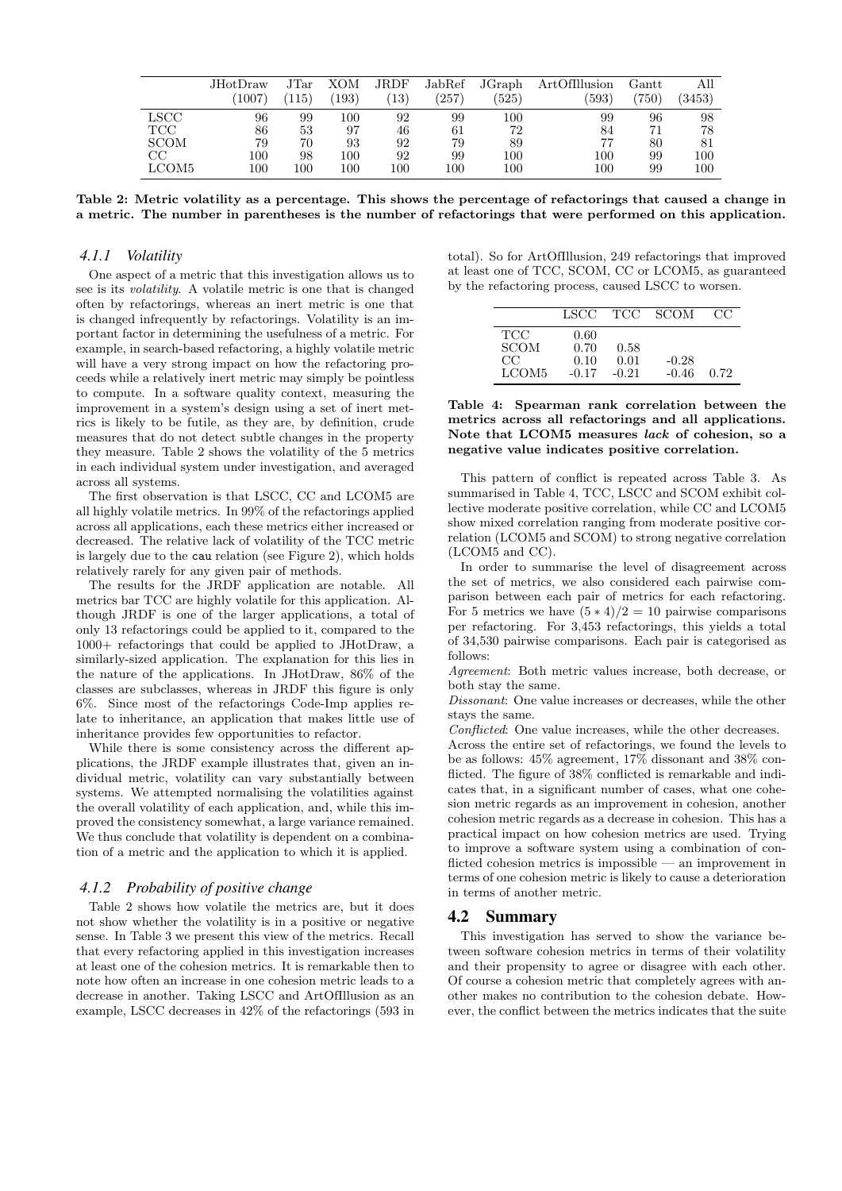|  | JHotDraw (1007) | JTar (115) | XOM (193) | JRDF (13) | JabRef (257) | JGraph (525) | ArtOfIllusion (593) | Gantt (750) | All (3453) |
|---|---|---|---|---|---|---|---|---|---|
| LSCC | 96 | 99 | 100 | 92 | 99 | 100 | 99 | 96 | 98 |
| TCC | 86 | 53 | 97 | 46 | 61 | 72 | 84 | 71 | 78 |
| SCOM | 79 | 70 | 93 | 92 | 79 | 89 | 77 | 80 | 81 |
| CC | 100 | 98 | 100 | 92 | 99 | 100 | 100 | 99 | 100 |
| LCOM5 | 100 | 100 | 100 | 100 | 100 | 100 | 100 | 99 | 100 |

**Table 2: Metric volatility as a percentage. This shows the percentage of refactorings that caused a change in a metric. The number in parentheses is the number of refactorings that were performed on this application.**

### 4.1.1 Volatility

One aspect of a metric that this investigation allows us to see is its *volatility*. A volatile metric is one that is changed often by refactorings, whereas an inert metric is one that is changed infrequently by refactorings. Volatility is an important factor in determining the usefulness of a metric. For example, in search-based refactoring, a highly volatile metric will have a very strong impact on how the refactoring proceeds while a relatively inert metric may simply be pointless to compute. In a software quality context, measuring the improvement in a system's design using a set of inert metrics is likely to be futile, as they are, by definition, crude measures that do not detect subtle changes in the property they measure. Table 2 shows the volatility of the 5 metrics in each individual system under investigation, and averaged across all systems.

The first observation is that LSCC, CC and LCOM5 are all highly volatile metrics. In 99% of the refactorings applied across all applications, each these metrics either increased or decreased. The relative lack of volatility of the TCC metric is largely due to the `cau` relation (see Figure 2), which holds relatively rarely for any given pair of methods.

The results for the JRDF application are notable. All metrics bar TCC are highly volatile for this application. Although JRDF is one of the larger applications, a total of only 13 refactorings could be applied to it, compared to the 1000+ refactorings that could be applied to JHotDraw, a similarly-sized application. The explanation for this lies in the nature of the applications. In JHotDraw, 86% of the classes are subclasses, whereas in JRDF this figure is only 6%. Since most of the refactorings Code-Imp applies relate to inheritance, an application that makes little use of inheritance provides few opportunities to refactor.

While there is some consistency across the different applications, the JRDF example illustrates that, given an individual metric, volatility can vary substantially between systems. We attempted normalising the volatilities against the overall volatility of each application, and, while this improved the consistency somewhat, a large variance remained. We thus conclude that volatility is dependent on a combination of a metric and the application to which it is applied.

### 4.1.2 Probability of positive change

Table 2 shows how volatile the metrics are, but it does not show whether the volatility is in a positive or negative sense. In Table 3 we present this view of the metrics. Recall that every refactoring applied in this investigation increases at least one of the cohesion metrics. It is remarkable then to note how often an increase in one cohesion metric leads to a decrease in another. Taking LSCC and ArtOfIllusion as an example, LSCC decreases in 42% of the refactorings (593 in total). So for ArtOfIllusion, 249 refactorings that improved at least one of TCC, SCOM, CC or LCOM5, as guaranteed by the refactoring process, caused LSCC to worsen.

|  | LSCC | TCC | SCOM | CC |
|---|---|---|---|---|
| TCC | 0.60 |  |  |  |
| SCOM | 0.70 | 0.58 |  |  |
| CC | 0.10 | 0.01 | -0.28 |  |
| LCOM5 | -0.17 | -0.21 | -0.46 | 0.72 |

**Table 4: Spearman rank correlation between the metrics across all refactorings and all applications. Note that LCOM5 measures *lack* of cohesion, so a negative value indicates positive correlation.**

This pattern of conflict is repeated across Table 3. As summarised in Table 4, TCC, LSCC and SCOM exhibit collective moderate positive correlation, while CC and LCOM5 show mixed correlation ranging from moderate positive correlation (LCOM5 and SCOM) to strong negative correlation (LCOM5 and CC).

In order to summarise the level of disagreement across the set of metrics, we also considered each pairwise comparison between each pair of metrics for each refactoring. For 5 metrics we have $(5 * 4)/2 = 10$ pairwise comparisons per refactoring. For 3,453 refactorings, this yields a total of 34,530 pairwise comparisons. Each pair is categorised as follows:

*Agreement*: Both metric values increase, both decrease, or both stay the same.

*Dissonant*: One value increases or decreases, while the other stays the same.

*Conflicted*: One value increases, while the other decreases.

Across the entire set of refactorings, we found the levels to be as follows: 45% agreement, 17% dissonant and 38% conflicted. The figure of 38% conflicted is remarkable and indicates that, in a significant number of cases, what one cohesion metric regards as an improvement in cohesion, another cohesion metric regards as a decrease in cohesion. This has a practical impact on how cohesion metrics are used. Trying to improve a software system using a combination of conflicted cohesion metrics is impossible — an improvement in terms of one cohesion metric is likely to cause a deterioration in terms of another metric.

## 4.2 Summary

This investigation has served to show the variance between software cohesion metrics in terms of their volatility and their propensity to agree or disagree with each other. Of course a cohesion metric that completely agrees with another makes no contribution to the cohesion debate. However, the conflict between the metrics indicates that the suite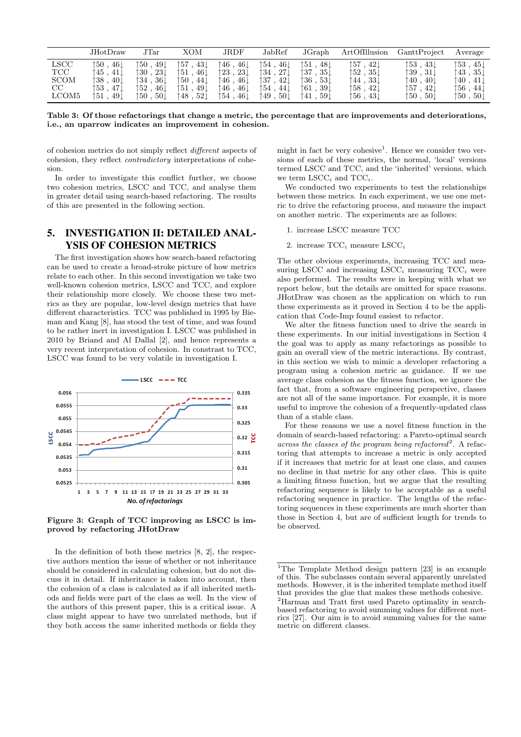|  | JHotDraw | JTar | XOM | JRDF | JabRef | JGraph | ArtOfIllusion | GanttProject | Average |
|---|---|---|---|---|---|---|---|---|---|
| LSCC | ↑50 , 46↓ | ↑50 , 49↓ | ↑57 , 43↓ | ↑46 , 46↓ | ↑54 , 46↓ | ↑51 , 48↓ | ↑57 , 42↓ | ↑53 , 43↓ | ↑53 , 45↓ |
| TCC | ↑45 , 41↓ | ↑30 , 23↓ | ↑51 , 46↓ | ↑23 , 23↓ | ↑34 , 27↓ | ↑37 , 35↓ | ↑52 , 35↓ | ↑39 , 31↓ | ↑43 , 35↓ |
| SCOM | ↑38 , 40↓ | ↑34 , 36↓ | ↑50 , 44↓ | ↑46 , 46↓ | ↑37 , 42↓ | ↑36 , 53↓ | ↑44 , 33↓ | ↑40 , 40↓ | ↑40 , 41↓ |
| CC | ↑53 , 47↓ | ↑52 , 46↓ | ↑51 , 49↓ | ↑46 , 46↓ | ↑54 , 44↓ | ↑61 , 39↓ | ↑58 , 42↓ | ↑57 , 42↓ | ↑56 , 44↓ |
| LCOM5 | ↑51 , 49↓ | ↑50 , 50↓ | ↑48 , 52↓ | ↑54 , 46↓ | ↑49 , 50↓ | ↑41 , 59↓ | ↑56 , 43↓ | ↑50 , 50↓ | ↑50 , 50↓ |

**Table 3: Of those refactorings that change a metric, the percentage that are improvements and deteriorations, i.e., an uparrow indicates an improvement in cohesion.**

of cohesion metrics do not simply reflect *different* aspects of cohesion, they reflect *contradictory* interpretations of cohesion.

In order to investigate this conflict further, we choose two cohesion metrics, LSCC and TCC, and analyse them in greater detail using search-based refactoring. The results of this are presented in the following section.

## 5. INVESTIGATION II: DETAILED ANALYSIS OF COHESION METRICS

The first investigation shows how search-based refactoring can be used to create a broad-stroke picture of how metrics relate to each other. In this second investigation we take two well-known cohesion metrics, LSCC and TCC, and explore their relationship more closely. We choose these two metrics as they are popular, low-level design metrics that have different characteristics. TCC was published in 1995 by Bieman and Kang [8], has stood the test of time, and was found to be rather inert in investigation I. LSCC was published in 2010 by Briand and Al Dallal [2], and hence represents a very recent interpretation of cohesion. In constrast to TCC, LSCC was found to be very volatile in investigation I.

**Figure 3: Graph of TCC improving as LSCC is improved by refactoring JHotDraw**

In the definition of both these metrics [8, 2], the respective authors mention the issue of whether or not inheritance should be considered in calculating cohesion, but do not discuss it in detail. If inheritance is taken into account, then the cohesion of a class is calculated as if all inherited methods and fields were part of the class as well. In the view of the authors of this present paper, this is a critical issue. A class might appear to have two unrelated methods, but if they both access the same inherited methods or fields they might in fact be very cohesive[1]. Hence we consider two versions of each of these metrics, the normal, 'local' versions termed LSCC and TCC, and the 'inherited' versions, which we term $LSCC_i$ and $TCC_i$.

We conducted two experiments to test the relationships between these metrics. In each experiment, we use one metric to drive the refactoring process, and measure the impact on another metric. The experiments are as follows:

1. increase LSCC measure TCC
2. increase $TCC_i$ measure $LSCC_i$

The other obvious experiments, increasing TCC and measuring LSCC and increasing $LSCC_i$ measuring $TCC_i$ were also performed. The results were in keeping with what we report below, but the details are omitted for space reasons. JHotDraw was chosen as the application on which to run these experiments as it proved in Section 4 to be the application that Code-Imp found easiest to refactor.

We alter the fitness function used to drive the search in these experiments. In our initial investigations in Section 4 the goal was to apply as many refactorings as possible to gain an overall view of the metric interactions. By contrast, in this section we wish to mimic a developer refactoring a program using a cohesion metric as guidance. If we use average class cohesion as the fitness function, we ignore the fact that, from a software engineering perspective, classes are not all of the same importance. For example, it is more useful to improve the cohesion of a frequently-updated class than of a stable class.

For these reasons we use a novel fitness function in the domain of search-based refactoring: a Pareto-optimal search *across the classes of the program being refactored*[2]. A refactoring that attempts to increase a metric is only accepted if it increases that metric for at least one class, and causes no decline in that metric for any other class. This is quite a limiting fitness function, but we argue that the resulting refactoring sequence is likely to be acceptable as a useful refactoring sequence in practice. The lengths of the refactoring sequences in these experiments are much shorter than those in Section 4, but are of sufficient length for trends to be observed.

[1]The Template Method design pattern [23] is an example of this. The subclasses contain several apparently unrelated methods. However, it is the inherited template method itself that provides the glue that makes these methods cohesive.

[2]Harman and Tratt first used Pareto optimality in search-based refactoring to avoid summing values for different metrics [27]. Our aim is to avoid summing values for the same metric on different classes.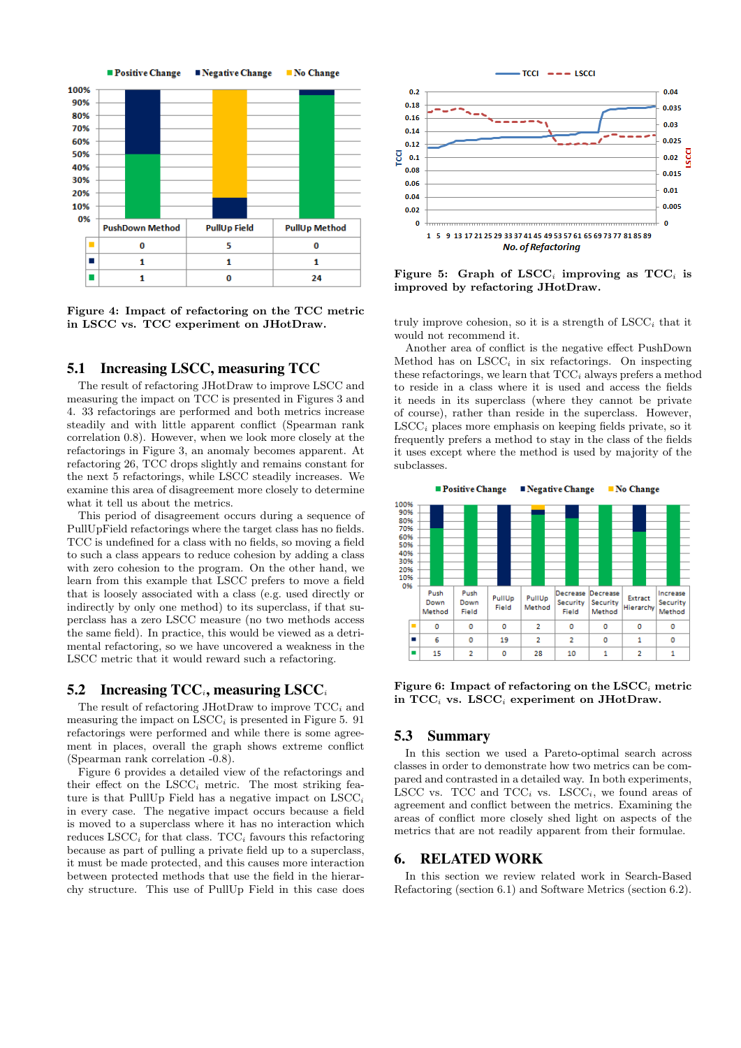| | PushDown Method | PullUp Field | PullUp Method |
|---|---|---|---|
| No Change | 0 | 5 | 0 |
| Negative Change | 1 | 1 | 1 |
| Positive Change | 1 | 0 | 24 |

**Figure 4: Impact of refactoring on the TCC metric in LSCC vs. TCC experiment on JHotDraw.**

## 5.1 Increasing LSCC, measuring TCC

The result of refactoring JHotDraw to improve LSCC and measuring the impact on TCC is presented in Figures 3 and 4. 33 refactorings are performed and both metrics increase steadily and with little apparent conflict (Spearman rank correlation 0.8). However, when we look more closely at the refactorings in Figure 3, an anomaly becomes apparent. At refactoring 26, TCC drops slightly and remains constant for the next 5 refactorings, while LSCC steadily increases. We examine this area of disagreement more closely to determine what it tell us about the metrics.

This period of disagreement occurs during a sequence of PullUpField refactorings where the target class has no fields. TCC is undefined for a class with no fields, so moving a field to such a class appears to reduce cohesion by adding a class with zero cohesion to the program. On the other hand, we learn from this example that LSCC prefers to move a field that is loosely associated with a class (e.g. used directly or indirectly by only one method) to its superclass, if that superclass has a zero LSCC measure (no two methods access the same field). In practice, this would be viewed as a detrimental refactoring, so we have uncovered a weakness in the LSCC metric that it would reward such a refactoring.

## 5.2 Increasing $TCC_i$, measuring $LSCC_i$

The result of refactoring JHotDraw to improve $TCC_i$ and measuring the impact on $LSCC_i$ is presented in Figure 5. 91 refactorings were performed and while there is some agreement in places, overall the graph shows extreme conflict (Spearman rank correlation -0.8).

Figure 6 provides a detailed view of the refactorings and their effect on the $LSCC_i$ metric. The most striking feature is that PullUp Field has a negative impact on $LSCC_i$ in every case. The negative impact occurs because a field is moved to a superclass where it has no interaction which reduces $LSCC_i$ for that class. $TCC_i$ favours this refactoring because as part of pulling a private field up to a superclass, it must be made protected, and this causes more interaction between protected methods that use the field in the hierarchy structure. This use of PullUp Field in this case does truly improve cohesion, so it is a strength of $LSCC_i$ that it would not recommend it.

Another area of conflict is the negative effect PushDown Method has on $LSCC_i$ in six refactorings. On inspecting these refactorings, we learn that $TCC_i$ always prefers a method to reside in a class where it is used and access the fields it needs in its superclass (where they cannot be private of course), rather than reside in the superclass. However, $LSCC_i$ places more emphasis on keeping fields private, so it frequently prefers a method to stay in the class of the fields it uses except where the method is used by majority of the subclasses.

**Figure 5: Graph of $LSCC_i$ improving as $TCC_i$ is improved by refactoring JHotDraw.**

| | Push Down Method | Push Down Field | PullUp Field | PullUp Method | Decrease Security Field | Decrease Security Method | Extract Hierarchy | Increase Security Method |
|---|---|---|---|---|---|---|---|---|
| No Change | 0 | 0 | 0 | 2 | 0 | 0 | 0 | 0 |
| Negative Change | 6 | 0 | 19 | 2 | 2 | 0 | 1 | 0 |
| Positive Change | 15 | 2 | 0 | 28 | 10 | 1 | 2 | 1 |

**Figure 6: Impact of refactoring on the $LSCC_i$ metric in $TCC_i$ vs. $LSCC_i$ experiment on JHotDraw.**

## 5.3 Summary

In this section we used a Pareto-optimal search across classes in order to demonstrate how two metrics can be compared and contrasted in a detailed way. In both experiments, LSCC vs. TCC and $TCC_i$ vs. $LSCC_i$, we found areas of agreement and conflict between the metrics. Examining the areas of conflict more closely shed light on aspects of the metrics that are not readily apparent from their formulae.

# 6. RELATED WORK

In this section we review related work in Search-Based Refactoring (section 6.1) and Software Metrics (section 6.2).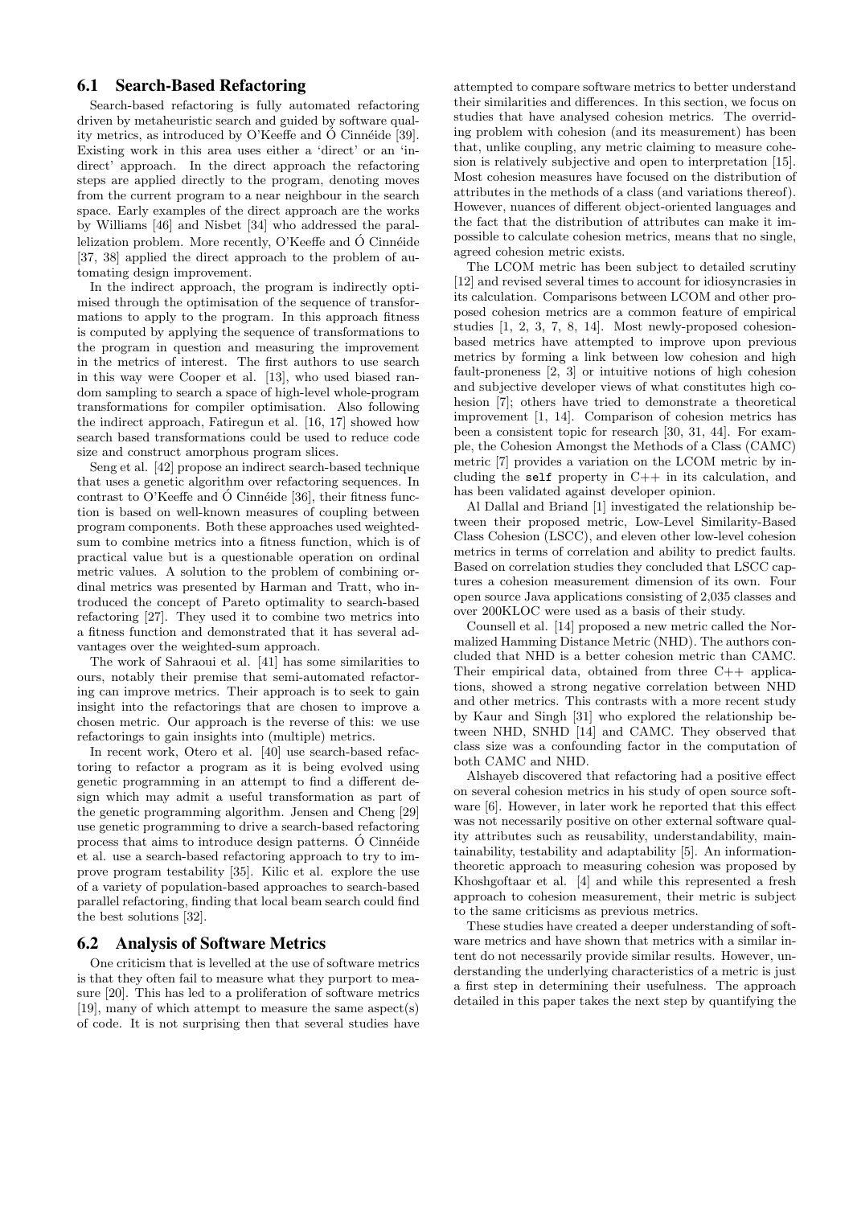## 6.1 Search-Based Refactoring

Search-based refactoring is fully automated refactoring driven by metaheuristic search and guided by software quality metrics, as introduced by O'Keeffe and Ó Cinnéide [39]. Existing work in this area uses either a 'direct' or an 'indirect' approach. In the direct approach the refactoring steps are applied directly to the program, denoting moves from the current program to a near neighbour in the search space. Early examples of the direct approach are the works by Williams [46] and Nisbet [34] who addressed the parallelization problem. More recently, O'Keeffe and Ó Cinnéide [37, 38] applied the direct approach to the problem of automating design improvement.

In the indirect approach, the program is indirectly optimised through the optimisation of the sequence of transformations to apply to the program. In this approach fitness is computed by applying the sequence of transformations to the program in question and measuring the improvement in the metrics of interest. The first authors to use search in this way were Cooper et al. [13], who used biased random sampling to search a space of high-level whole-program transformations for compiler optimisation. Also following the indirect approach, Fatiregun et al. [16, 17] showed how search based transformations could be used to reduce code size and construct amorphous program slices.

Seng et al. [42] propose an indirect search-based technique that uses a genetic algorithm over refactoring sequences. In contrast to O'Keeffe and Ó Cinnéide [36], their fitness function is based on well-known measures of coupling between program components. Both these approaches used weighted-sum to combine metrics into a fitness function, which is of practical value but is a questionable operation on ordinal metric values. A solution to the problem of combining ordinal metrics was presented by Harman and Tratt, who introduced the concept of Pareto optimality to search-based refactoring [27]. They used it to combine two metrics into a fitness function and demonstrated that it has several advantages over the weighted-sum approach.

The work of Sahraoui et al. [41] has some similarities to ours, notably their premise that semi-automated refactoring can improve metrics. Their approach is to seek to gain insight into the refactorings that are chosen to improve a chosen metric. Our approach is the reverse of this: we use refactorings to gain insights into (multiple) metrics.

In recent work, Otero et al. [40] use search-based refactoring to refactor a program as it is being evolved using genetic programming in an attempt to find a different design which may admit a useful transformation as part of the genetic programming algorithm. Jensen and Cheng [29] use genetic programming to drive a search-based refactoring process that aims to introduce design patterns. Ó Cinnéide et al. use a search-based refactoring approach to try to improve program testability [35]. Kilic et al. explore the use of a variety of population-based approaches to search-based parallel refactoring, finding that local beam search could find the best solutions [32].

## 6.2 Analysis of Software Metrics

One criticism that is levelled at the use of software metrics is that they often fail to measure what they purport to measure [20]. This has led to a proliferation of software metrics [19], many of which attempt to measure the same aspect(s) of code. It is not surprising then that several studies have attempted to compare software metrics to better understand their similarities and differences. In this section, we focus on studies that have analysed cohesion metrics. The overriding problem with cohesion (and its measurement) has been that, unlike coupling, any metric claiming to measure cohesion is relatively subjective and open to interpretation [15]. Most cohesion measures have focused on the distribution of attributes in the methods of a class (and variations thereof). However, nuances of different object-oriented languages and the fact that the distribution of attributes can make it impossible to calculate cohesion metrics, means that no single, agreed cohesion metric exists.

The LCOM metric has been subject to detailed scrutiny [12] and revised several times to account for idiosyncrasies in its calculation. Comparisons between LCOM and other proposed cohesion metrics are a common feature of empirical studies [1, 2, 3, 7, 8, 14]. Most newly-proposed cohesion-based metrics have attempted to improve upon previous metrics by forming a link between low cohesion and high fault-proneness [2, 3] or intuitive notions of high cohesion and subjective developer views of what constitutes high cohesion [7]; others have tried to demonstrate a theoretical improvement [1, 14]. Comparison of cohesion metrics has been a consistent topic for research [30, 31, 44]. For example, the Cohesion Amongst the Methods of a Class (CAMC) metric [7] provides a variation on the LCOM metric by including the `self` property in C++ in its calculation, and has been validated against developer opinion.

Al Dallal and Briand [1] investigated the relationship between their proposed metric, Low-Level Similarity-Based Class Cohesion (LSCC), and eleven other low-level cohesion metrics in terms of correlation and ability to predict faults. Based on correlation studies they concluded that LSCC captures a cohesion measurement dimension of its own. Four open source Java applications consisting of 2,035 classes and over 200KLOC were used as a basis of their study.

Counsell et al. [14] proposed a new metric called the Normalized Hamming Distance Metric (NHD). The authors concluded that NHD is a better cohesion metric than CAMC. Their empirical data, obtained from three C++ applications, showed a strong negative correlation between NHD and other metrics. This contrasts with a more recent study by Kaur and Singh [31] who explored the relationship between NHD, SNHD [14] and CAMC. They observed that class size was a confounding factor in the computation of both CAMC and NHD.

Alshayeb discovered that refactoring had a positive effect on several cohesion metrics in his study of open source software [6]. However, in later work he reported that this effect was not necessarily positive on other external software quality attributes such as reusability, understandability, maintainability, testability and adaptability [5]. An information-theoretic approach to measuring cohesion was proposed by Khoshgoftaar et al. [4] and while this represented a fresh approach to cohesion measurement, their metric is subject to the same criticisms as previous metrics.

These studies have created a deeper understanding of software metrics and have shown that metrics with a similar intent do not necessarily provide similar results. However, understanding the underlying characteristics of a metric is just a first step in determining their usefulness. The approach detailed in this paper takes the next step by quantifying the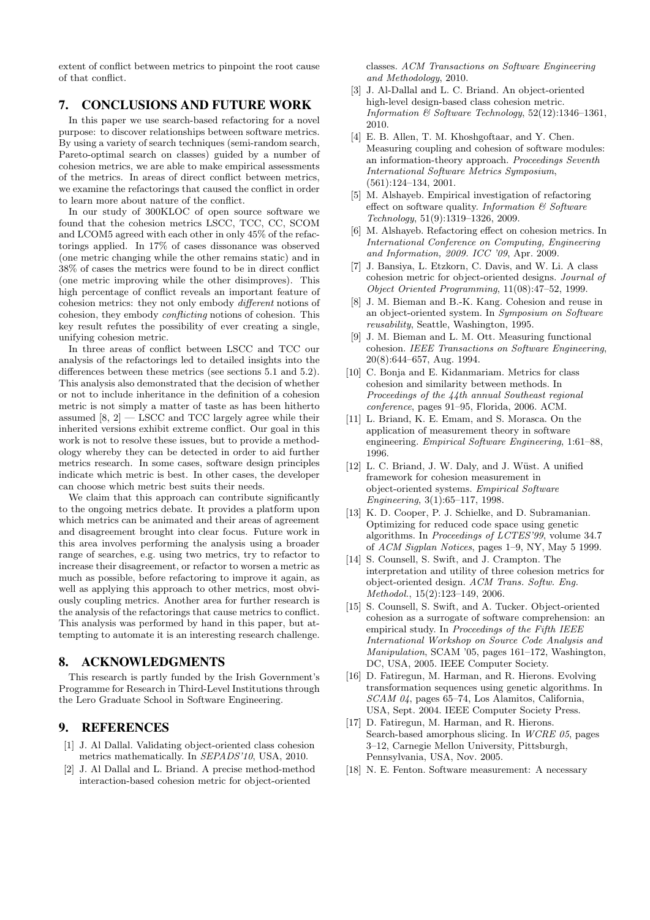extent of conflict between metrics to pinpoint the root cause of that conflict.

## 7. CONCLUSIONS AND FUTURE WORK

In this paper we use search-based refactoring for a novel purpose: to discover relationships between software metrics. By using a variety of search techniques (semi-random search, Pareto-optimal search on classes) guided by a number of cohesion metrics, we are able to make empirical assessments of the metrics. In areas of direct conflict between metrics, we examine the refactorings that caused the conflict in order to learn more about nature of the conflict.

In our study of 300KLOC of open source software we found that the cohesion metrics LSCC, TCC, CC, SCOM and LCOM5 agreed with each other in only 45% of the refactorings applied. In 17% of cases dissonance was observed (one metric changing while the other remains static) and in 38% of cases the metrics were found to be in direct conflict (one metric improving while the other disimproves). This high percentage of conflict reveals an important feature of cohesion metrics: they not only embody *different* notions of cohesion, they embody *conflicting* notions of cohesion. This key result refutes the possibility of ever creating a single, unifying cohesion metric.

In three areas of conflict between LSCC and TCC our analysis of the refactorings led to detailed insights into the differences between these metrics (see sections 5.1 and 5.2). This analysis also demonstrated that the decision of whether or not to include inheritance in the definition of a cohesion metric is not simply a matter of taste as has been hitherto assumed [8, 2] — LSCC and TCC largely agree while their inherited versions exhibit extreme conflict. Our goal in this work is not to resolve these issues, but to provide a methodology whereby they can be detected in order to aid further metrics research. In some cases, software design principles indicate which metric is best. In other cases, the developer can choose which metric best suits their needs.

We claim that this approach can contribute significantly to the ongoing metrics debate. It provides a platform upon which metrics can be animated and their areas of agreement and disagreement brought into clear focus. Future work in this area involves performing the analysis using a broader range of searches, e.g. using two metrics, try to refactor to increase their disagreement, or refactor to worsen a metric as much as possible, before refactoring to improve it again, as well as applying this approach to other metrics, most obviously coupling metrics. Another area for further research is the analysis of the refactorings that cause metrics to conflict. This analysis was performed by hand in this paper, but attempting to automate it is an interesting research challenge.

## 8. ACKNOWLEDGMENTS

This research is partly funded by the Irish Government's Programme for Research in Third-Level Institutions through the Lero Graduate School in Software Engineering.

## 9. REFERENCES

[1] J. Al Dallal. Validating object-oriented class cohesion metrics mathematically. In *SEPADS'10*, USA, 2010.

[2] J. Al Dallal and L. Briand. A precise method-method interaction-based cohesion metric for object-oriented classes. *ACM Transactions on Software Engineering and Methodology*, 2010.

[3] J. Al-Dallal and L. C. Briand. An object-oriented high-level design-based class cohesion metric. *Information & Software Technology*, 52(12):1346–1361, 2010.

[4] E. B. Allen, T. M. Khoshgoftaar, and Y. Chen. Measuring coupling and cohesion of software modules: an information-theory approach. *Proceedings Seventh International Software Metrics Symposium*, (561):124–134, 2001.

[5] M. Alshayeb. Empirical investigation of refactoring effect on software quality. *Information & Software Technology*, 51(9):1319–1326, 2009.

[6] M. Alshayeb. Refactoring effect on cohesion metrics. In *International Conference on Computing, Engineering and Information, 2009. ICC '09*, Apr. 2009.

[7] J. Bansiya, L. Etzkorn, C. Davis, and W. Li. A class cohesion metric for object-oriented designs. *Journal of Object Oriented Programming*, 11(08):47–52, 1999.

[8] J. M. Bieman and B.-K. Kang. Cohesion and reuse in an object-oriented system. In *Symposium on Software reusability*, Seattle, Washington, 1995.

[9] J. M. Bieman and L. M. Ott. Measuring functional cohesion. *IEEE Transactions on Software Engineering*, 20(8):644–657, Aug. 1994.

[10] C. Bonja and E. Kidanmariam. Metrics for class cohesion and similarity between methods. In *Proceedings of the 44th annual Southeast regional conference*, pages 91–95, Florida, 2006. ACM.

[11] L. Briand, K. E. Emam, and S. Morasca. On the application of measurement theory in software engineering. *Empirical Software Engineering*, 1:61–88, 1996.

[12] L. C. Briand, J. W. Daly, and J. Wüst. A unified framework for cohesion measurement in object-oriented systems. *Empirical Software Engineering*, 3(1):65–117, 1998.

[13] K. D. Cooper, P. J. Schielke, and D. Subramanian. Optimizing for reduced code space using genetic algorithms. In *Proceedings of LCTES'99*, volume 34.7 of *ACM Sigplan Notices*, pages 1–9, NY, May 5 1999.

[14] S. Counsell, S. Swift, and J. Crampton. The interpretation and utility of three cohesion metrics for object-oriented design. *ACM Trans. Softw. Eng. Methodol.*, 15(2):123–149, 2006.

[15] S. Counsell, S. Swift, and A. Tucker. Object-oriented cohesion as a surrogate of software comprehension: an empirical study. In *Proceedings of the Fifth IEEE International Workshop on Source Code Analysis and Manipulation*, SCAM '05, pages 161–172, Washington, DC, USA, 2005. IEEE Computer Society.

[16] D. Fatiregun, M. Harman, and R. Hierons. Evolving transformation sequences using genetic algorithms. In *SCAM 04*, pages 65–74, Los Alamitos, California, USA, Sept. 2004. IEEE Computer Society Press.

[17] D. Fatiregun, M. Harman, and R. Hierons. Search-based amorphous slicing. In *WCRE 05*, pages 3–12, Carnegie Mellon University, Pittsburgh, Pennsylvania, USA, Nov. 2005.

[18] N. E. Fenton. Software measurement: A necessary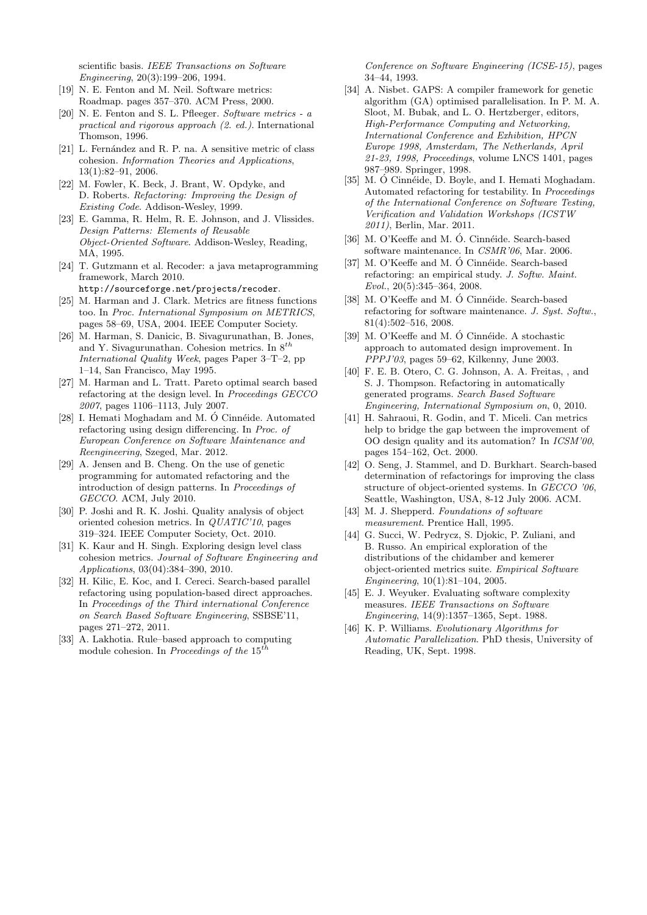scientific basis. *IEEE Transactions on Software Engineering*, 20(3):199–206, 1994.

[19] N. E. Fenton and M. Neil. Software metrics: Roadmap. pages 357–370. ACM Press, 2000.

[20] N. E. Fenton and S. L. Pfleeger. *Software metrics - a practical and rigorous approach (2. ed.)*. International Thomson, 1996.

[21] L. Fernández and R. P. na. A sensitive metric of class cohesion. *Information Theories and Applications*, 13(1):82–91, 2006.

[22] M. Fowler, K. Beck, J. Brant, W. Opdyke, and D. Roberts. *Refactoring: Improving the Design of Existing Code*. Addison-Wesley, 1999.

[23] E. Gamma, R. Helm, R. E. Johnson, and J. Vlissides. *Design Patterns: Elements of Reusable Object-Oriented Software*. Addison-Wesley, Reading, MA, 1995.

[24] T. Gutzmann et al. Recoder: a java metaprogramming framework, March 2010. `http://sourceforge.net/projects/recoder`.

[25] M. Harman and J. Clark. Metrics are fitness functions too. In *Proc. International Symposium on METRICS*, pages 58–69, USA, 2004. IEEE Computer Society.

[26] M. Harman, S. Danicic, B. Sivagurunathan, B. Jones, and Y. Sivagurunathan. Cohesion metrics. In $8^{th}$ *International Quality Week*, pages Paper 3–T–2, pp 1–14, San Francisco, May 1995.

[27] M. Harman and L. Tratt. Pareto optimal search based refactoring at the design level. In *Proceedings GECCO 2007*, pages 1106–1113, July 2007.

[28] I. Hemati Moghadam and M. Ó Cinnéide. Automated refactoring using design differencing. In *Proc. of European Conference on Software Maintenance and Reengineering*, Szeged, Mar. 2012.

[29] A. Jensen and B. Cheng. On the use of genetic programming for automated refactoring and the introduction of design patterns. In *Proceedings of GECCO*. ACM, July 2010.

[30] P. Joshi and R. K. Joshi. Quality analysis of object oriented cohesion metrics. In *QUATIC'10*, pages 319–324. IEEE Computer Society, Oct. 2010.

[31] K. Kaur and H. Singh. Exploring design level class cohesion metrics. *Journal of Software Engineering and Applications*, 03(04):384–390, 2010.

[32] H. Kilic, E. Koc, and I. Cereci. Search-based parallel refactoring using population-based direct approaches. In *Proceedings of the Third international Conference on Search Based Software Engineering*, SSBSE'11, pages 271–272, 2011.

[33] A. Lakhotia. Rule–based approach to computing module cohesion. In *Proceedings of the* $15^{th}$ *Conference on Software Engineering (ICSE-15)*, pages 34–44, 1993.

[34] A. Nisbet. GAPS: A compiler framework for genetic algorithm (GA) optimised parallelisation. In P. M. A. Sloot, M. Bubak, and L. O. Hertzberger, editors, *High-Performance Computing and Networking, International Conference and Exhibition, HPCN Europe 1998, Amsterdam, The Netherlands, April 21-23, 1998, Proceedings*, volume LNCS 1401, pages 987–989. Springer, 1998.

[35] M. Ó Cinnéide, D. Boyle, and I. Hemati Moghadam. Automated refactoring for testability. In *Proceedings of the International Conference on Software Testing, Verification and Validation Workshops (ICSTW 2011)*, Berlin, Mar. 2011.

[36] M. O'Keeffe and M. Ó. Cinnéide. Search-based software maintenance. In *CSMR'06*, Mar. 2006.

[37] M. O'Keeffe and M. Ó Cinnéide. Search-based refactoring: an empirical study. *J. Softw. Maint. Evol.*, 20(5):345–364, 2008.

[38] M. O'Keeffe and M. Ó Cinnéide. Search-based refactoring for software maintenance. *J. Syst. Softw.*, 81(4):502–516, 2008.

[39] M. O'Keeffe and M. Ó Cinnéide. A stochastic approach to automated design improvement. In *PPPJ'03*, pages 59–62, Kilkenny, June 2003.

[40] F. E. B. Otero, C. G. Johnson, A. A. Freitas, , and S. J. Thompson. Refactoring in automatically generated programs. *Search Based Software Engineering, International Symposium on*, 0, 2010.

[41] H. Sahraoui, R. Godin, and T. Miceli. Can metrics help to bridge the gap between the improvement of OO design quality and its automation? In *ICSM'00*, pages 154–162, Oct. 2000.

[42] O. Seng, J. Stammel, and D. Burkhart. Search-based determination of refactorings for improving the class structure of object-oriented systems. In *GECCO '06*, Seattle, Washington, USA, 8-12 July 2006. ACM.

[43] M. J. Shepperd. *Foundations of software measurement*. Prentice Hall, 1995.

[44] G. Succi, W. Pedrycz, S. Djokic, P. Zuliani, and B. Russo. An empirical exploration of the distributions of the chidamber and kemerer object-oriented metrics suite. *Empirical Software Engineering*, 10(1):81–104, 2005.

[45] E. J. Weyuker. Evaluating software complexity measures. *IEEE Transactions on Software Engineering*, 14(9):1357–1365, Sept. 1988.

[46] K. P. Williams. *Evolutionary Algorithms for Automatic Parallelization*. PhD thesis, University of Reading, UK, Sept. 1998.